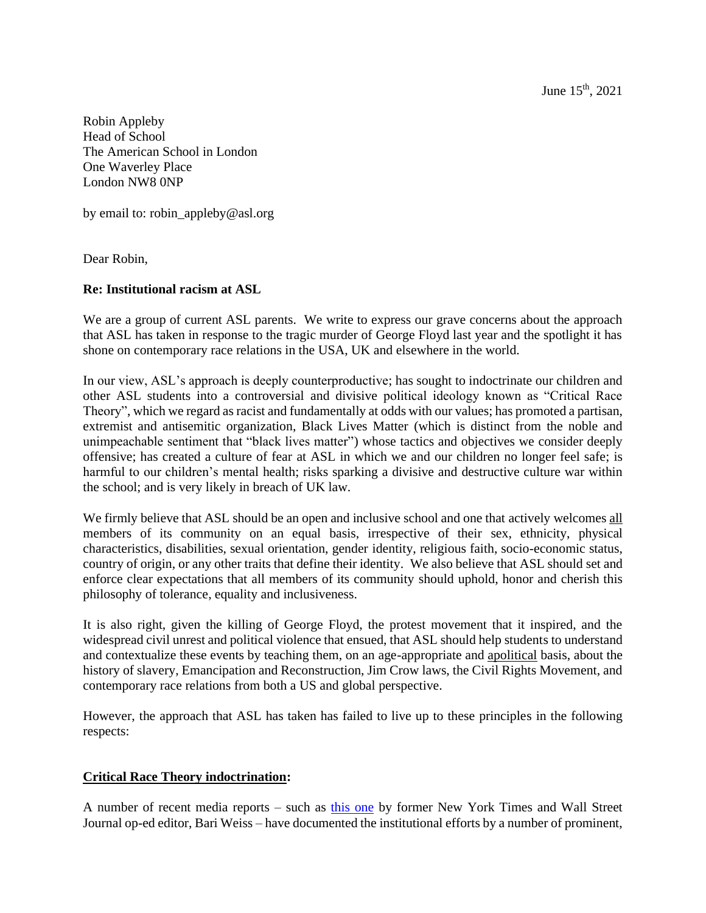June 15th, 2021

Robin Appleby
Head of School
The American School in London
One Waverley Place
London NW8 0NP

by email to: robin_appleby@asl.org

Dear Robin,

**Re: Institutional racism at ASL**

We are a group of current ASL parents. We write to express our grave concerns about the approach that ASL has taken in response to the tragic murder of George Floyd last year and the spotlight it has shone on contemporary race relations in the USA, UK and elsewhere in the world.

In our view, ASL's approach is deeply counterproductive; has sought to indoctrinate our children and other ASL students into a controversial and divisive political ideology known as "Critical Race Theory", which we regard as racist and fundamentally at odds with our values; has promoted a partisan, extremist and antisemitic organization, Black Lives Matter (which is distinct from the noble and unimpeachable sentiment that "black lives matter") whose tactics and objectives we consider deeply offensive; has created a culture of fear at ASL in which we and our children no longer feel safe; is harmful to our children's mental health; risks sparking a divisive and destructive culture war within the school; and is very likely in breach of UK law.

We firmly believe that ASL should be an open and inclusive school and one that actively welcomes all members of its community on an equal basis, irrespective of their sex, ethnicity, physical characteristics, disabilities, sexual orientation, gender identity, religious faith, socio-economic status, country of origin, or any other traits that define their identity. We also believe that ASL should set and enforce clear expectations that all members of its community should uphold, honor and cherish this philosophy of tolerance, equality and inclusiveness.

It is also right, given the killing of George Floyd, the protest movement that it inspired, and the widespread civil unrest and political violence that ensued, that ASL should help students to understand and contextualize these events by teaching them, on an age-appropriate and apolitical basis, about the history of slavery, Emancipation and Reconstruction, Jim Crow laws, the Civil Rights Movement, and contemporary race relations from both a US and global perspective.

However, the approach that ASL has taken has failed to live up to these principles in the following respects:

**Critical Race Theory indoctrination:**

A number of recent media reports – such as this one by former New York Times and Wall Street Journal op-ed editor, Bari Weiss – have documented the institutional efforts by a number of prominent,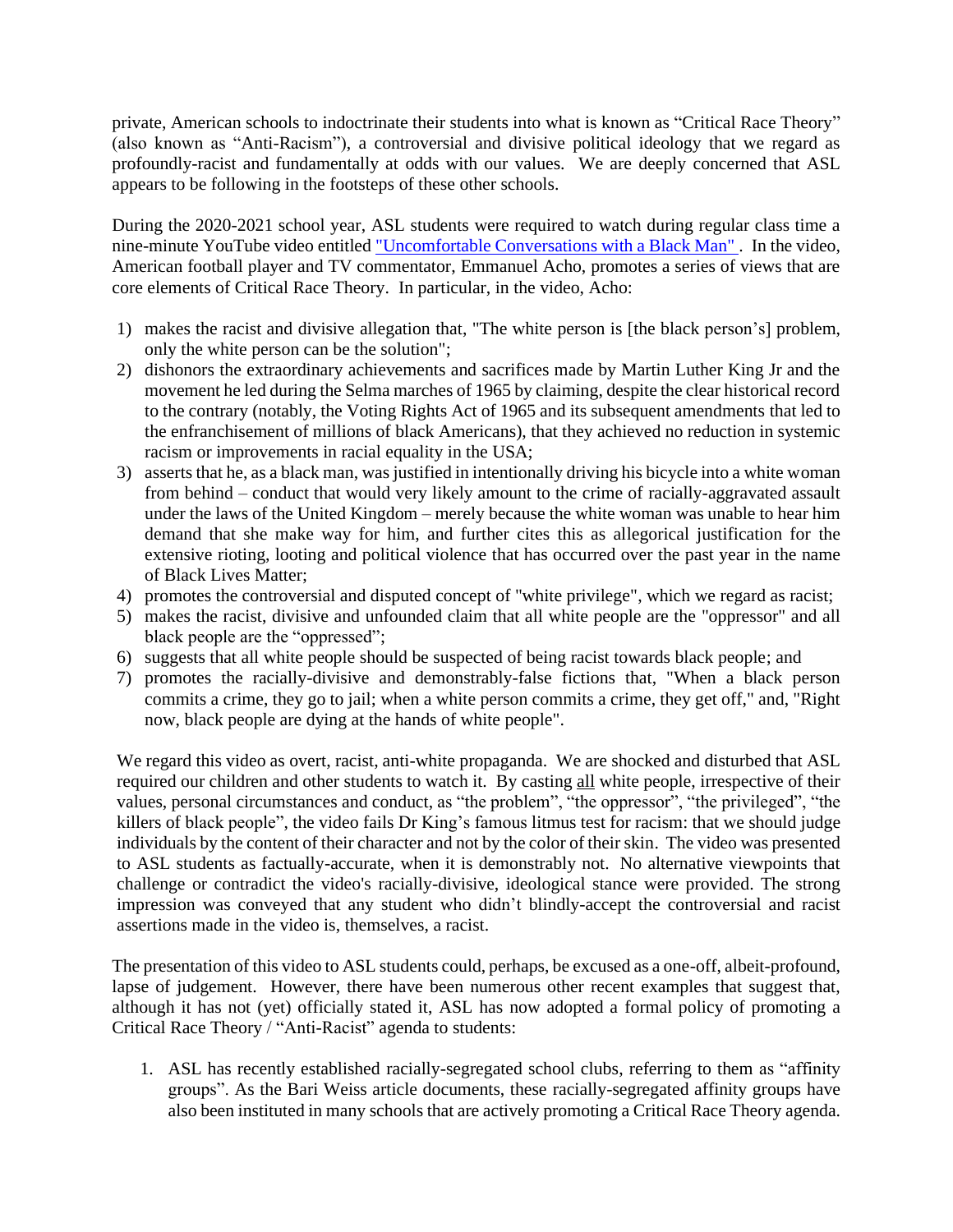private, American schools to indoctrinate their students into what is known as "Critical Race Theory" (also known as "Anti-Racism"), a controversial and divisive political ideology that we regard as profoundly-racist and fundamentally at odds with our values. We are deeply concerned that ASL appears to be following in the footsteps of these other schools.

During the 2020-2021 school year, ASL students were required to watch during regular class time a nine-minute YouTube video entitled "Uncomfortable Conversations with a Black Man" . In the video, American football player and TV commentator, Emmanuel Acho, promotes a series of views that are core elements of Critical Race Theory. In particular, in the video, Acho:

1) makes the racist and divisive allegation that, "The white person is [the black person's] problem, only the white person can be the solution";
2) dishonors the extraordinary achievements and sacrifices made by Martin Luther King Jr and the movement he led during the Selma marches of 1965 by claiming, despite the clear historical record to the contrary (notably, the Voting Rights Act of 1965 and its subsequent amendments that led to the enfranchisement of millions of black Americans), that they achieved no reduction in systemic racism or improvements in racial equality in the USA;
3) asserts that he, as a black man, was justified in intentionally driving his bicycle into a white woman from behind – conduct that would very likely amount to the crime of racially-aggravated assault under the laws of the United Kingdom – merely because the white woman was unable to hear him demand that she make way for him, and further cites this as allegorical justification for the extensive rioting, looting and political violence that has occurred over the past year in the name of Black Lives Matter;
4) promotes the controversial and disputed concept of "white privilege", which we regard as racist;
5) makes the racist, divisive and unfounded claim that all white people are the "oppressor" and all black people are the "oppressed";
6) suggests that all white people should be suspected of being racist towards black people; and
7) promotes the racially-divisive and demonstrably-false fictions that, "When a black person commits a crime, they go to jail; when a white person commits a crime, they get off," and, "Right now, black people are dying at the hands of white people".

We regard this video as overt, racist, anti-white propaganda. We are shocked and disturbed that ASL required our children and other students to watch it. By casting <u>all</u> white people, irrespective of their values, personal circumstances and conduct, as "the problem", "the oppressor", "the privileged", "the killers of black people", the video fails Dr King's famous litmus test for racism: that we should judge individuals by the content of their character and not by the color of their skin. The video was presented to ASL students as factually-accurate, when it is demonstrably not. No alternative viewpoints that challenge or contradict the video's racially-divisive, ideological stance were provided. The strong impression was conveyed that any student who didn't blindly-accept the controversial and racist assertions made in the video is, themselves, a racist.

The presentation of this video to ASL students could, perhaps, be excused as a one-off, albeit-profound, lapse of judgement. However, there have been numerous other recent examples that suggest that, although it has not (yet) officially stated it, ASL has now adopted a formal policy of promoting a Critical Race Theory / "Anti-Racist" agenda to students:

1. ASL has recently established racially-segregated school clubs, referring to them as "affinity groups". As the Bari Weiss article documents, these racially-segregated affinity groups have also been instituted in many schools that are actively promoting a Critical Race Theory agenda.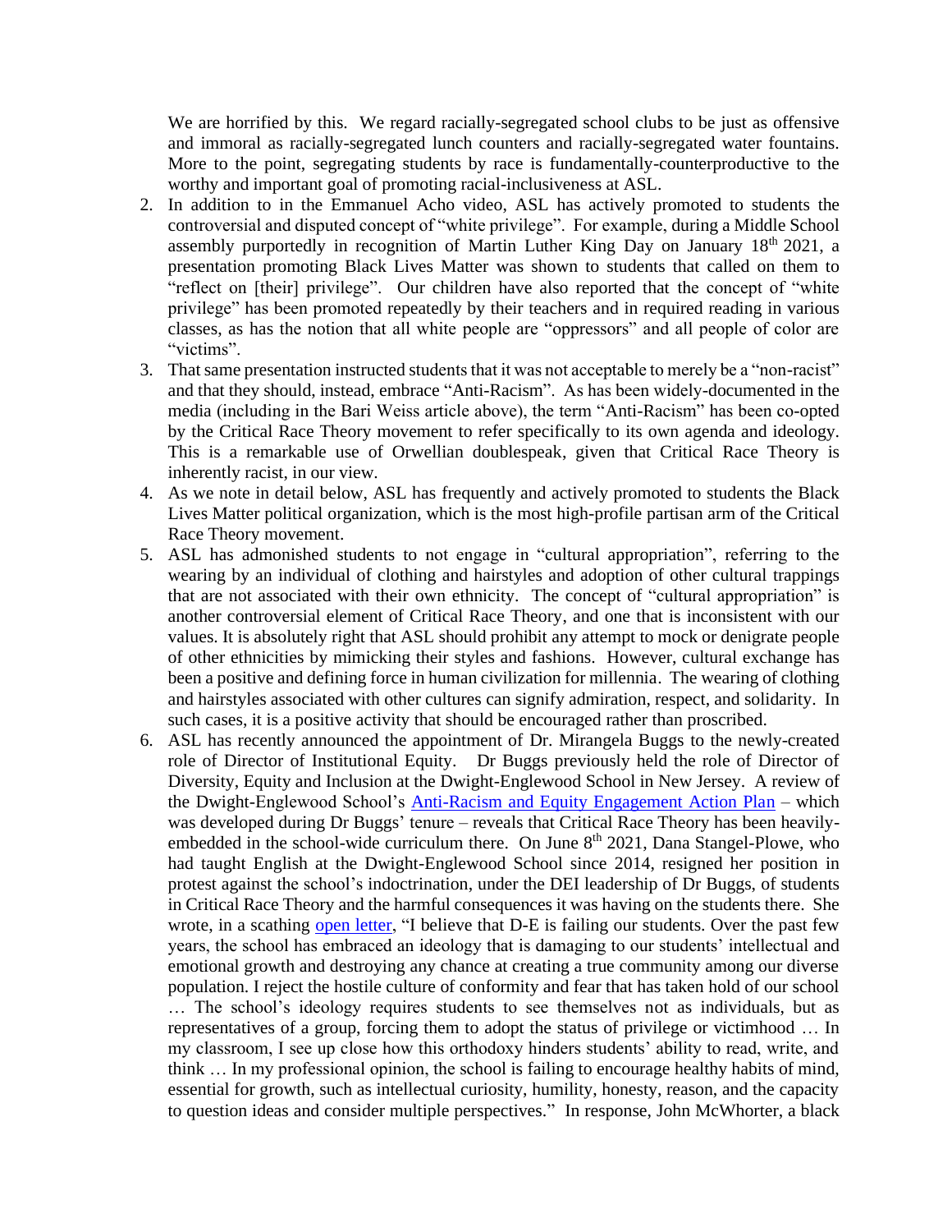We are horrified by this. We regard racially-segregated school clubs to be just as offensive and immoral as racially-segregated lunch counters and racially-segregated water fountains. More to the point, segregating students by race is fundamentally-counterproductive to the worthy and important goal of promoting racial-inclusiveness at ASL.

2. In addition to in the Emmanuel Acho video, ASL has actively promoted to students the controversial and disputed concept of "white privilege". For example, during a Middle School assembly purportedly in recognition of Martin Luther King Day on January 18th 2021, a presentation promoting Black Lives Matter was shown to students that called on them to "reflect on [their] privilege". Our children have also reported that the concept of "white privilege" has been promoted repeatedly by their teachers and in required reading in various classes, as has the notion that all white people are "oppressors" and all people of color are "victims".
3. That same presentation instructed students that it was not acceptable to merely be a "non-racist" and that they should, instead, embrace "Anti-Racism". As has been widely-documented in the media (including in the Bari Weiss article above), the term "Anti-Racism" has been co-opted by the Critical Race Theory movement to refer specifically to its own agenda and ideology. This is a remarkable use of Orwellian doublespeak, given that Critical Race Theory is inherently racist, in our view.
4. As we note in detail below, ASL has frequently and actively promoted to students the Black Lives Matter political organization, which is the most high-profile partisan arm of the Critical Race Theory movement.
5. ASL has admonished students to not engage in "cultural appropriation", referring to the wearing by an individual of clothing and hairstyles and adoption of other cultural trappings that are not associated with their own ethnicity. The concept of "cultural appropriation" is another controversial element of Critical Race Theory, and one that is inconsistent with our values. It is absolutely right that ASL should prohibit any attempt to mock or denigrate people of other ethnicities by mimicking their styles and fashions. However, cultural exchange has been a positive and defining force in human civilization for millennia. The wearing of clothing and hairstyles associated with other cultures can signify admiration, respect, and solidarity. In such cases, it is a positive activity that should be encouraged rather than proscribed.
6. ASL has recently announced the appointment of Dr. Mirangela Buggs to the newly-created role of Director of Institutional Equity. Dr Buggs previously held the role of Director of Diversity, Equity and Inclusion at the Dwight-Englewood School in New Jersey. A review of the Dwight-Englewood School's Anti-Racism and Equity Engagement Action Plan – which was developed during Dr Buggs' tenure – reveals that Critical Race Theory has been heavily-embedded in the school-wide curriculum there. On June 8th 2021, Dana Stangel-Plowe, who had taught English at the Dwight-Englewood School since 2014, resigned her position in protest against the school's indoctrination, under the DEI leadership of Dr Buggs, of students in Critical Race Theory and the harmful consequences it was having on the students there. She wrote, in a scathing open letter, "I believe that D-E is failing our students. Over the past few years, the school has embraced an ideology that is damaging to our students' intellectual and emotional growth and destroying any chance at creating a true community among our diverse population. I reject the hostile culture of conformity and fear that has taken hold of our school … The school's ideology requires students to see themselves not as individuals, but as representatives of a group, forcing them to adopt the status of privilege or victimhood … In my classroom, I see up close how this orthodoxy hinders students' ability to read, write, and think … In my professional opinion, the school is failing to encourage healthy habits of mind, essential for growth, such as intellectual curiosity, humility, honesty, reason, and the capacity to question ideas and consider multiple perspectives." In response, John McWhorter, a black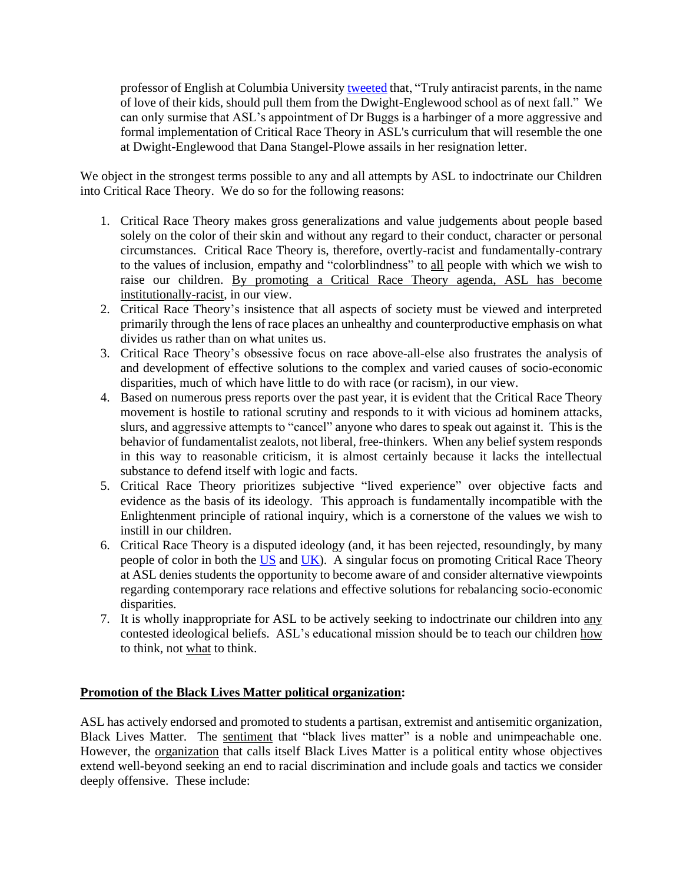professor of English at Columbia University tweeted that, "Truly antiracist parents, in the name of love of their kids, should pull them from the Dwight-Englewood school as of next fall." We can only surmise that ASL's appointment of Dr Buggs is a harbinger of a more aggressive and formal implementation of Critical Race Theory in ASL's curriculum that will resemble the one at Dwight-Englewood that Dana Stangel-Plowe assails in her resignation letter.

We object in the strongest terms possible to any and all attempts by ASL to indoctrinate our Children into Critical Race Theory. We do so for the following reasons:

1. Critical Race Theory makes gross generalizations and value judgements about people based solely on the color of their skin and without any regard to their conduct, character or personal circumstances. Critical Race Theory is, therefore, overtly-racist and fundamentally-contrary to the values of inclusion, empathy and "colorblindness" to <u>all</u> people with which we wish to raise our children. <u>By promoting a Critical Race Theory agenda, ASL has become institutionally-racist</u>, in our view.
2. Critical Race Theory's insistence that all aspects of society must be viewed and interpreted primarily through the lens of race places an unhealthy and counterproductive emphasis on what divides us rather than on what unites us.
3. Critical Race Theory's obsessive focus on race above-all-else also frustrates the analysis of and development of effective solutions to the complex and varied causes of socio-economic disparities, much of which have little to do with race (or racism), in our view.
4. Based on numerous press reports over the past year, it is evident that the Critical Race Theory movement is hostile to rational scrutiny and responds to it with vicious ad hominem attacks, slurs, and aggressive attempts to "cancel" anyone who dares to speak out against it. This is the behavior of fundamentalist zealots, not liberal, free-thinkers. When any belief system responds in this way to reasonable criticism, it is almost certainly because it lacks the intellectual substance to defend itself with logic and facts.
5. Critical Race Theory prioritizes subjective "lived experience" over objective facts and evidence as the basis of its ideology. This approach is fundamentally incompatible with the Enlightenment principle of rational inquiry, which is a cornerstone of the values we wish to instill in our children.
6. Critical Race Theory is a disputed ideology (and, it has been rejected, resoundingly, by many people of color in both the US and UK). A singular focus on promoting Critical Race Theory at ASL denies students the opportunity to become aware of and consider alternative viewpoints regarding contemporary race relations and effective solutions for rebalancing socio-economic disparities.
7. It is wholly inappropriate for ASL to be actively seeking to indoctrinate our children into <u>any</u> contested ideological beliefs. ASL's educational mission should be to teach our children <u>how</u> to think, not <u>what</u> to think.

**<u>Promotion of the Black Lives Matter political organization</u>:**

ASL has actively endorsed and promoted to students a partisan, extremist and antisemitic organization, Black Lives Matter. The <u>sentiment</u> that "black lives matter" is a noble and unimpeachable one. However, the <u>organization</u> that calls itself Black Lives Matter is a political entity whose objectives extend well-beyond seeking an end to racial discrimination and include goals and tactics we consider deeply offensive. These include: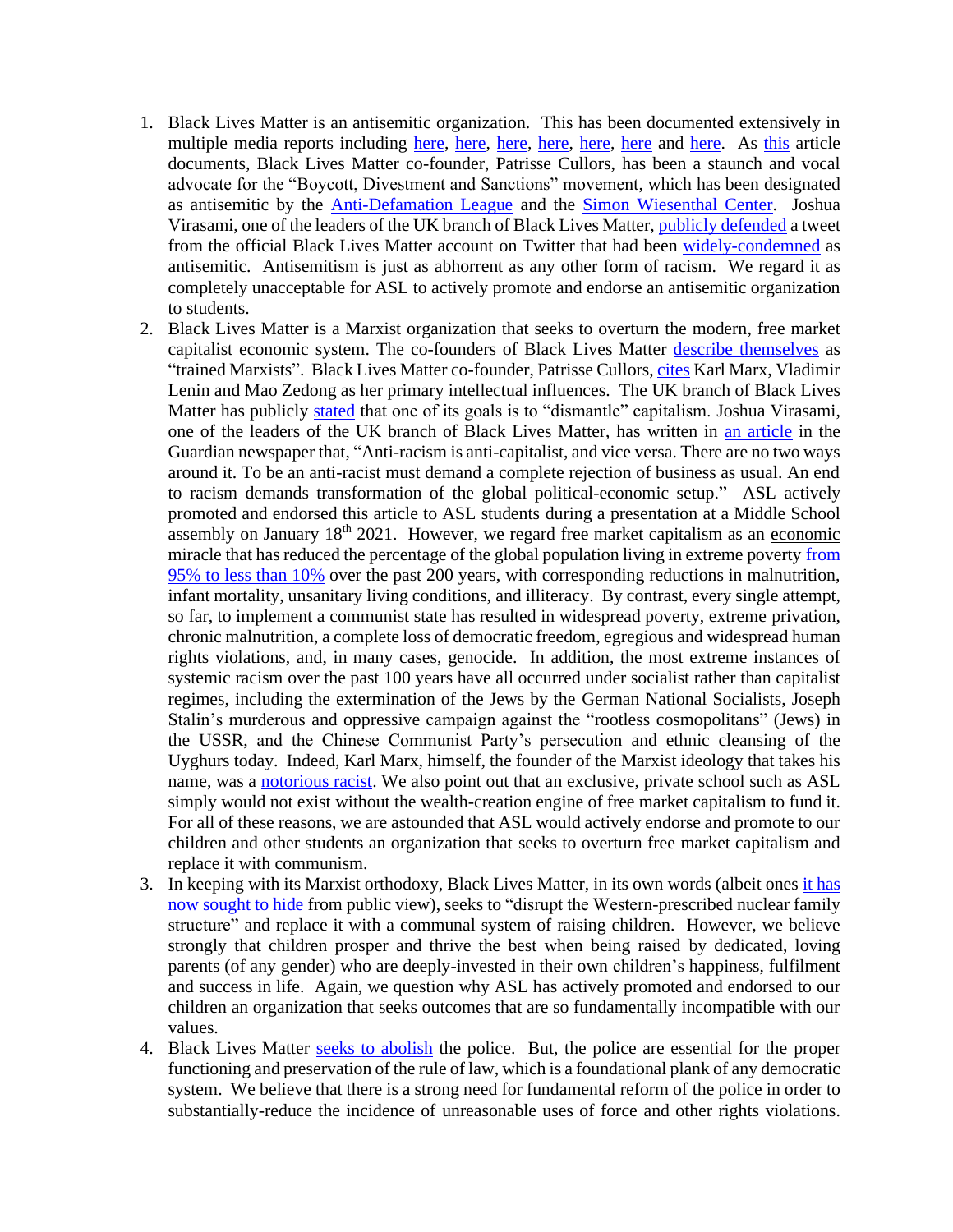1. Black Lives Matter is an antisemitic organization. This has been documented extensively in multiple media reports including here, here, here, here, here, here and here. As this article documents, Black Lives Matter co-founder, Patrisse Cullors, has been a staunch and vocal advocate for the "Boycott, Divestment and Sanctions" movement, which has been designated as antisemitic by the Anti-Defamation League and the Simon Wiesenthal Center. Joshua Virasami, one of the leaders of the UK branch of Black Lives Matter, publicly defended a tweet from the official Black Lives Matter account on Twitter that had been widely-condemned as antisemitic. Antisemitism is just as abhorrent as any other form of racism. We regard it as completely unacceptable for ASL to actively promote and endorse an antisemitic organization to students.
2. Black Lives Matter is a Marxist organization that seeks to overturn the modern, free market capitalist economic system. The co-founders of Black Lives Matter describe themselves as "trained Marxists". Black Lives Matter co-founder, Patrisse Cullors, cites Karl Marx, Vladimir Lenin and Mao Zedong as her primary intellectual influences. The UK branch of Black Lives Matter has publicly stated that one of its goals is to "dismantle" capitalism. Joshua Virasami, one of the leaders of the UK branch of Black Lives Matter, has written in an article in the Guardian newspaper that, "Anti-racism is anti-capitalist, and vice versa. There are no two ways around it. To be an anti-racist must demand a complete rejection of business as usual. An end to racism demands transformation of the global political-economic setup." ASL actively promoted and endorsed this article to ASL students during a presentation at a Middle School assembly on January 18th 2021. However, we regard free market capitalism as an economic miracle that has reduced the percentage of the global population living in extreme poverty from 95% to less than 10% over the past 200 years, with corresponding reductions in malnutrition, infant mortality, unsanitary living conditions, and illiteracy. By contrast, every single attempt, so far, to implement a communist state has resulted in widespread poverty, extreme privation, chronic malnutrition, a complete loss of democratic freedom, egregious and widespread human rights violations, and, in many cases, genocide. In addition, the most extreme instances of systemic racism over the past 100 years have all occurred under socialist rather than capitalist regimes, including the extermination of the Jews by the German National Socialists, Joseph Stalin's murderous and oppressive campaign against the "rootless cosmopolitans" (Jews) in the USSR, and the Chinese Communist Party's persecution and ethnic cleansing of the Uyghurs today. Indeed, Karl Marx, himself, the founder of the Marxist ideology that takes his name, was a notorious racist. We also point out that an exclusive, private school such as ASL simply would not exist without the wealth-creation engine of free market capitalism to fund it. For all of these reasons, we are astounded that ASL would actively endorse and promote to our children and other students an organization that seeks to overturn free market capitalism and replace it with communism.
3. In keeping with its Marxist orthodoxy, Black Lives Matter, in its own words (albeit ones it has now sought to hide from public view), seeks to "disrupt the Western-prescribed nuclear family structure" and replace it with a communal system of raising children. However, we believe strongly that children prosper and thrive the best when being raised by dedicated, loving parents (of any gender) who are deeply-invested in their own children's happiness, fulfilment and success in life. Again, we question why ASL has actively promoted and endorsed to our children an organization that seeks outcomes that are so fundamentally incompatible with our values.
4. Black Lives Matter seeks to abolish the police. But, the police are essential for the proper functioning and preservation of the rule of law, which is a foundational plank of any democratic system. We believe that there is a strong need for fundamental reform of the police in order to substantially-reduce the incidence of unreasonable uses of force and other rights violations.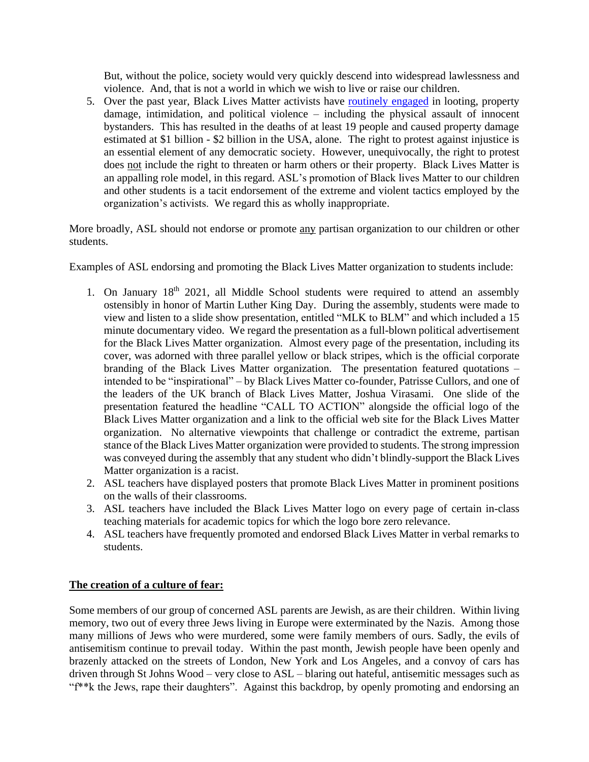But, without the police, society would very quickly descend into widespread lawlessness and violence. And, that is not a world in which we wish to live or raise our children.

5. Over the past year, Black Lives Matter activists have routinely engaged in looting, property damage, intimidation, and political violence – including the physical assault of innocent bystanders. This has resulted in the deaths of at least 19 people and caused property damage estimated at $1 billion - $2 billion in the USA, alone. The right to protest against injustice is an essential element of any democratic society. However, unequivocally, the right to protest does not include the right to threaten or harm others or their property. Black Lives Matter is an appalling role model, in this regard. ASL's promotion of Black lives Matter to our children and other students is a tacit endorsement of the extreme and violent tactics employed by the organization's activists. We regard this as wholly inappropriate.

More broadly, ASL should not endorse or promote any partisan organization to our children or other students.

Examples of ASL endorsing and promoting the Black Lives Matter organization to students include:

1. On January 18th 2021, all Middle School students were required to attend an assembly ostensibly in honor of Martin Luther King Day. During the assembly, students were made to view and listen to a slide show presentation, entitled "MLK to BLM" and which included a 15 minute documentary video. We regard the presentation as a full-blown political advertisement for the Black Lives Matter organization. Almost every page of the presentation, including its cover, was adorned with three parallel yellow or black stripes, which is the official corporate branding of the Black Lives Matter organization. The presentation featured quotations – intended to be "inspirational" – by Black Lives Matter co-founder, Patrisse Cullors, and one of the leaders of the UK branch of Black Lives Matter, Joshua Virasami. One slide of the presentation featured the headline "CALL TO ACTION" alongside the official logo of the Black Lives Matter organization and a link to the official web site for the Black Lives Matter organization. No alternative viewpoints that challenge or contradict the extreme, partisan stance of the Black Lives Matter organization were provided to students. The strong impression was conveyed during the assembly that any student who didn't blindly-support the Black Lives Matter organization is a racist.
2. ASL teachers have displayed posters that promote Black Lives Matter in prominent positions on the walls of their classrooms.
3. ASL teachers have included the Black Lives Matter logo on every page of certain in-class teaching materials for academic topics for which the logo bore zero relevance.
4. ASL teachers have frequently promoted and endorsed Black Lives Matter in verbal remarks to students.

**The creation of a culture of fear:**

Some members of our group of concerned ASL parents are Jewish, as are their children. Within living memory, two out of every three Jews living in Europe were exterminated by the Nazis. Among those many millions of Jews who were murdered, some were family members of ours. Sadly, the evils of antisemitism continue to prevail today. Within the past month, Jewish people have been openly and brazenly attacked on the streets of London, New York and Los Angeles, and a convoy of cars has driven through St Johns Wood – very close to ASL – blaring out hateful, antisemitic messages such as "f**k the Jews, rape their daughters". Against this backdrop, by openly promoting and endorsing an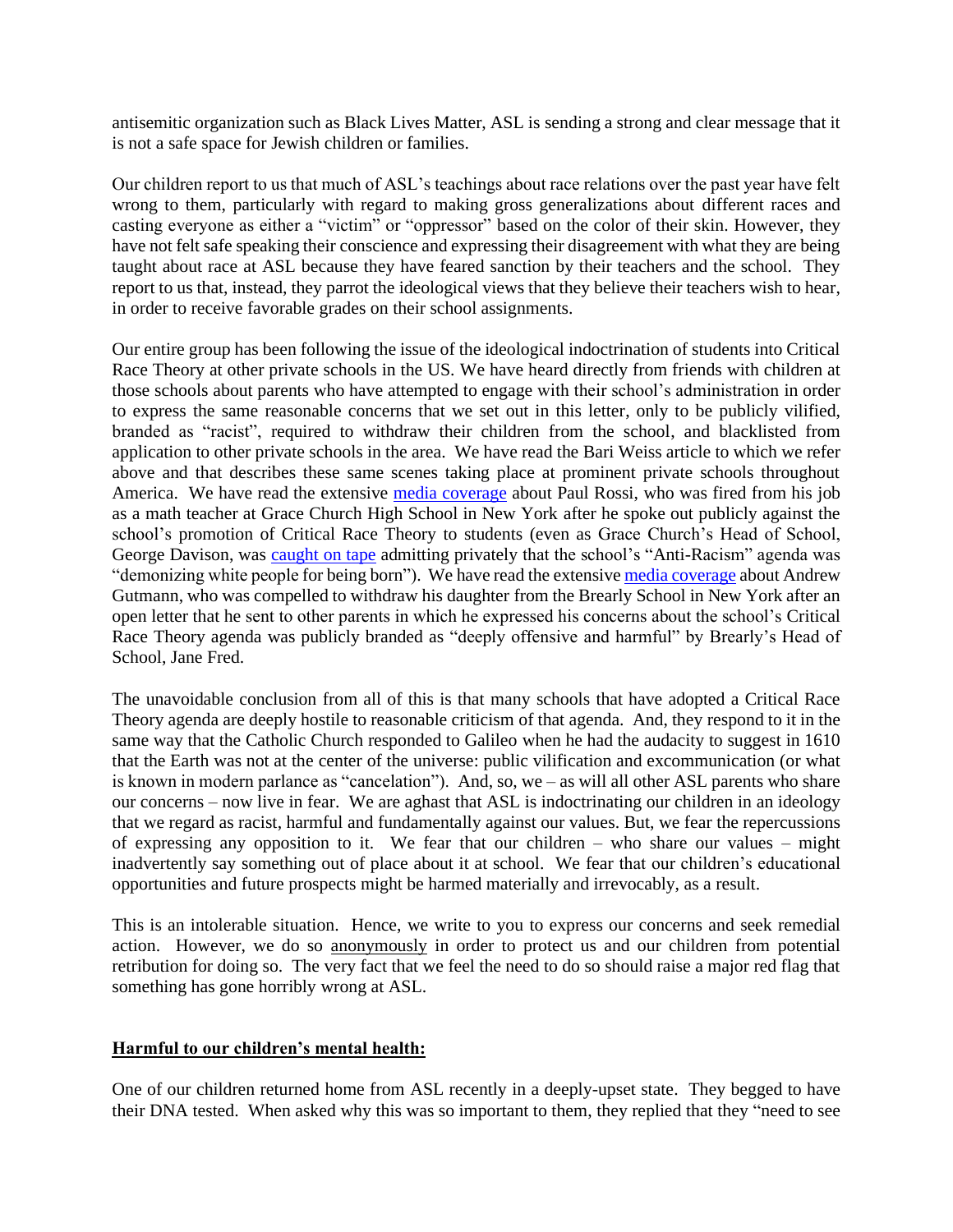antisemitic organization such as Black Lives Matter, ASL is sending a strong and clear message that it is not a safe space for Jewish children or families.

Our children report to us that much of ASL's teachings about race relations over the past year have felt wrong to them, particularly with regard to making gross generalizations about different races and casting everyone as either a "victim" or "oppressor" based on the color of their skin. However, they have not felt safe speaking their conscience and expressing their disagreement with what they are being taught about race at ASL because they have feared sanction by their teachers and the school. They report to us that, instead, they parrot the ideological views that they believe their teachers wish to hear, in order to receive favorable grades on their school assignments.

Our entire group has been following the issue of the ideological indoctrination of students into Critical Race Theory at other private schools in the US. We have heard directly from friends with children at those schools about parents who have attempted to engage with their school's administration in order to express the same reasonable concerns that we set out in this letter, only to be publicly vilified, branded as "racist", required to withdraw their children from the school, and blacklisted from application to other private schools in the area. We have read the Bari Weiss article to which we refer above and that describes these same scenes taking place at prominent private schools throughout America. We have read the extensive media coverage about Paul Rossi, who was fired from his job as a math teacher at Grace Church High School in New York after he spoke out publicly against the school's promotion of Critical Race Theory to students (even as Grace Church's Head of School, George Davison, was caught on tape admitting privately that the school's "Anti-Racism" agenda was "demonizing white people for being born"). We have read the extensive media coverage about Andrew Gutmann, who was compelled to withdraw his daughter from the Brearly School in New York after an open letter that he sent to other parents in which he expressed his concerns about the school's Critical Race Theory agenda was publicly branded as "deeply offensive and harmful" by Brearly's Head of School, Jane Fred.

The unavoidable conclusion from all of this is that many schools that have adopted a Critical Race Theory agenda are deeply hostile to reasonable criticism of that agenda. And, they respond to it in the same way that the Catholic Church responded to Galileo when he had the audacity to suggest in 1610 that the Earth was not at the center of the universe: public vilification and excommunication (or what is known in modern parlance as "cancelation"). And, so, we – as will all other ASL parents who share our concerns – now live in fear. We are aghast that ASL is indoctrinating our children in an ideology that we regard as racist, harmful and fundamentally against our values. But, we fear the repercussions of expressing any opposition to it. We fear that our children – who share our values – might inadvertently say something out of place about it at school. We fear that our children's educational opportunities and future prospects might be harmed materially and irrevocably, as a result.

This is an intolerable situation. Hence, we write to you to express our concerns and seek remedial action. However, we do so anonymously in order to protect us and our children from potential retribution for doing so. The very fact that we feel the need to do so should raise a major red flag that something has gone horribly wrong at ASL.

**Harmful to our children's mental health:**

One of our children returned home from ASL recently in a deeply-upset state. They begged to have their DNA tested. When asked why this was so important to them, they replied that they "need to see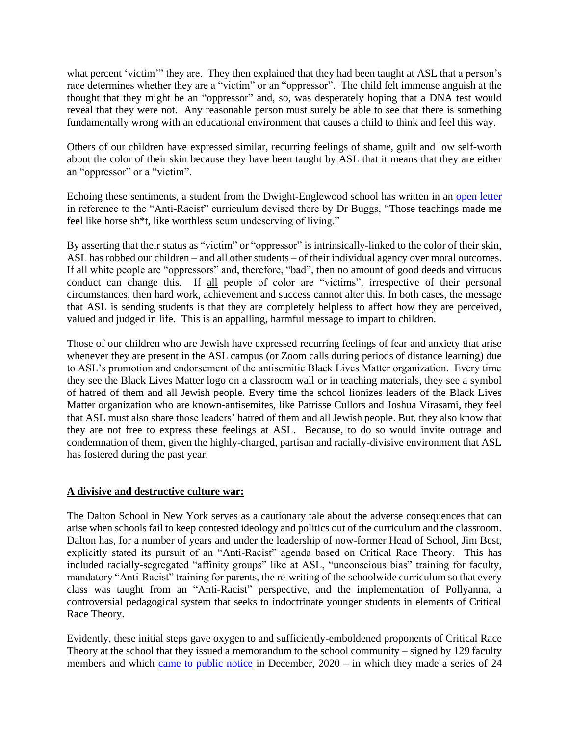what percent 'victim'" they are. They then explained that they had been taught at ASL that a person's race determines whether they are a "victim" or an "oppressor". The child felt immense anguish at the thought that they might be an "oppressor" and, so, was desperately hoping that a DNA test would reveal that they were not. Any reasonable person must surely be able to see that there is something fundamentally wrong with an educational environment that causes a child to think and feel this way.

Others of our children have expressed similar, recurring feelings of shame, guilt and low self-worth about the color of their skin because they have been taught by ASL that it means that they are either an "oppressor" or a "victim".

Echoing these sentiments, a student from the Dwight-Englewood school has written in an open letter in reference to the "Anti-Racist" curriculum devised there by Dr Buggs, "Those teachings made me feel like horse sh*t, like worthless scum undeserving of living."

By asserting that their status as "victim" or "oppressor" is intrinsically-linked to the color of their skin, ASL has robbed our children – and all other students – of their individual agency over moral outcomes. If <u>all</u> white people are "oppressors" and, therefore, "bad", then no amount of good deeds and virtuous conduct can change this. If <u>all</u> people of color are "victims", irrespective of their personal circumstances, then hard work, achievement and success cannot alter this. In both cases, the message that ASL is sending students is that they are completely helpless to affect how they are perceived, valued and judged in life. This is an appalling, harmful message to impart to children.

Those of our children who are Jewish have expressed recurring feelings of fear and anxiety that arise whenever they are present in the ASL campus (or Zoom calls during periods of distance learning) due to ASL's promotion and endorsement of the antisemitic Black Lives Matter organization. Every time they see the Black Lives Matter logo on a classroom wall or in teaching materials, they see a symbol of hatred of them and all Jewish people. Every time the school lionizes leaders of the Black Lives Matter organization who are known-antisemites, like Patrisse Cullors and Joshua Virasami, they feel that ASL must also share those leaders' hatred of them and all Jewish people. But, they also know that they are not free to express these feelings at ASL. Because, to do so would invite outrage and condemnation of them, given the highly-charged, partisan and racially-divisive environment that ASL has fostered during the past year.

**<u>A divisive and destructive culture war:</u>**

The Dalton School in New York serves as a cautionary tale about the adverse consequences that can arise when schools fail to keep contested ideology and politics out of the curriculum and the classroom. Dalton has, for a number of years and under the leadership of now-former Head of School, Jim Best, explicitly stated its pursuit of an "Anti-Racist" agenda based on Critical Race Theory. This has included racially-segregated "affinity groups" like at ASL, "unconscious bias" training for faculty, mandatory "Anti-Racist" training for parents, the re-writing of the schoolwide curriculum so that every class was taught from an "Anti-Racist" perspective, and the implementation of Pollyanna, a controversial pedagogical system that seeks to indoctrinate younger students in elements of Critical Race Theory.

Evidently, these initial steps gave oxygen to and sufficiently-emboldened proponents of Critical Race Theory at the school that they issued a memorandum to the school community – signed by 129 faculty members and which came to public notice in December, 2020 – in which they made a series of 24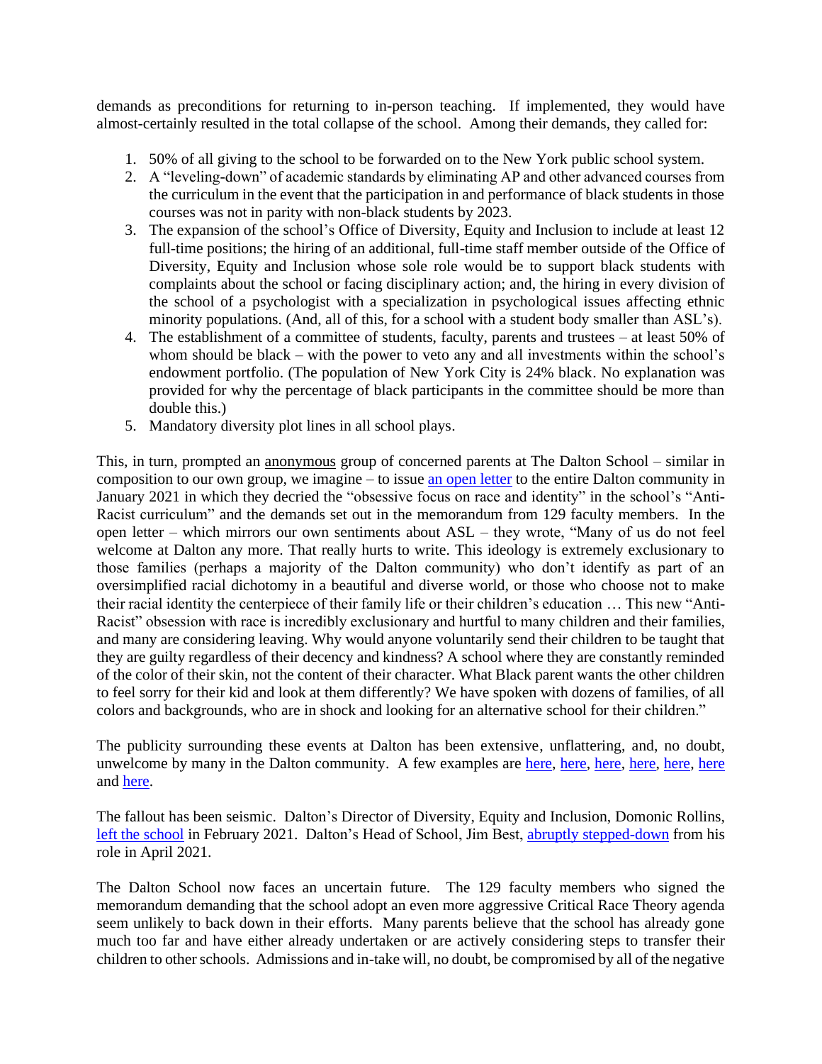demands as preconditions for returning to in-person teaching. If implemented, they would have almost-certainly resulted in the total collapse of the school. Among their demands, they called for:

1. 50% of all giving to the school to be forwarded on to the New York public school system.
2. A "leveling-down" of academic standards by eliminating AP and other advanced courses from the curriculum in the event that the participation in and performance of black students in those courses was not in parity with non-black students by 2023.
3. The expansion of the school's Office of Diversity, Equity and Inclusion to include at least 12 full-time positions; the hiring of an additional, full-time staff member outside of the Office of Diversity, Equity and Inclusion whose sole role would be to support black students with complaints about the school or facing disciplinary action; and, the hiring in every division of the school of a psychologist with a specialization in psychological issues affecting ethnic minority populations. (And, all of this, for a school with a student body smaller than ASL's).
4. The establishment of a committee of students, faculty, parents and trustees – at least 50% of whom should be black – with the power to veto any and all investments within the school's endowment portfolio. (The population of New York City is 24% black. No explanation was provided for why the percentage of black participants in the committee should be more than double this.)
5. Mandatory diversity plot lines in all school plays.

This, in turn, prompted an anonymous group of concerned parents at The Dalton School – similar in composition to our own group, we imagine – to issue an open letter to the entire Dalton community in January 2021 in which they decried the "obsessive focus on race and identity" in the school's "Anti-Racist curriculum" and the demands set out in the memorandum from 129 faculty members. In the open letter – which mirrors our own sentiments about ASL – they wrote, "Many of us do not feel welcome at Dalton any more. That really hurts to write. This ideology is extremely exclusionary to those families (perhaps a majority of the Dalton community) who don't identify as part of an oversimplified racial dichotomy in a beautiful and diverse world, or those who choose not to make their racial identity the centerpiece of their family life or their children's education … This new "Anti-Racist" obsession with race is incredibly exclusionary and hurtful to many children and their families, and many are considering leaving. Why would anyone voluntarily send their children to be taught that they are guilty regardless of their decency and kindness? A school where they are constantly reminded of the color of their skin, not the content of their character. What Black parent wants the other children to feel sorry for their kid and look at them differently? We have spoken with dozens of families, of all colors and backgrounds, who are in shock and looking for an alternative school for their children."

The publicity surrounding these events at Dalton has been extensive, unflattering, and, no doubt, unwelcome by many in the Dalton community. A few examples are here, here, here, here, here, here and here.

The fallout has been seismic. Dalton's Director of Diversity, Equity and Inclusion, Domonic Rollins, left the school in February 2021. Dalton's Head of School, Jim Best, abruptly stepped-down from his role in April 2021.

The Dalton School now faces an uncertain future. The 129 faculty members who signed the memorandum demanding that the school adopt an even more aggressive Critical Race Theory agenda seem unlikely to back down in their efforts. Many parents believe that the school has already gone much too far and have either already undertaken or are actively considering steps to transfer their children to other schools. Admissions and in-take will, no doubt, be compromised by all of the negative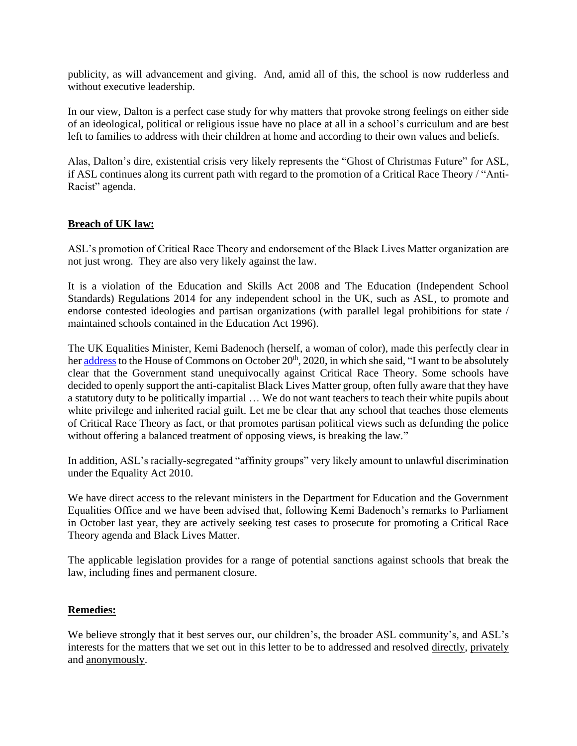publicity, as will advancement and giving. And, amid all of this, the school is now rudderless and without executive leadership.

In our view, Dalton is a perfect case study for why matters that provoke strong feelings on either side of an ideological, political or religious issue have no place at all in a school's curriculum and are best left to families to address with their children at home and according to their own values and beliefs.

Alas, Dalton's dire, existential crisis very likely represents the "Ghost of Christmas Future" for ASL, if ASL continues along its current path with regard to the promotion of a Critical Race Theory / "Anti-Racist" agenda.

**Breach of UK law:**

ASL's promotion of Critical Race Theory and endorsement of the Black Lives Matter organization are not just wrong. They are also very likely against the law.

It is a violation of the Education and Skills Act 2008 and The Education (Independent School Standards) Regulations 2014 for any independent school in the UK, such as ASL, to promote and endorse contested ideologies and partisan organizations (with parallel legal prohibitions for state / maintained schools contained in the Education Act 1996).

The UK Equalities Minister, Kemi Badenoch (herself, a woman of color), made this perfectly clear in her address to the House of Commons on October 20th, 2020, in which she said, "I want to be absolutely clear that the Government stand unequivocally against Critical Race Theory. Some schools have decided to openly support the anti-capitalist Black Lives Matter group, often fully aware that they have a statutory duty to be politically impartial … We do not want teachers to teach their white pupils about white privilege and inherited racial guilt. Let me be clear that any school that teaches those elements of Critical Race Theory as fact, or that promotes partisan political views such as defunding the police without offering a balanced treatment of opposing views, is breaking the law."

In addition, ASL's racially-segregated "affinity groups" very likely amount to unlawful discrimination under the Equality Act 2010.

We have direct access to the relevant ministers in the Department for Education and the Government Equalities Office and we have been advised that, following Kemi Badenoch's remarks to Parliament in October last year, they are actively seeking test cases to prosecute for promoting a Critical Race Theory agenda and Black Lives Matter.

The applicable legislation provides for a range of potential sanctions against schools that break the law, including fines and permanent closure.

**Remedies:**

We believe strongly that it best serves our, our children's, the broader ASL community's, and ASL's interests for the matters that we set out in this letter to be to addressed and resolved directly, privately and anonymously.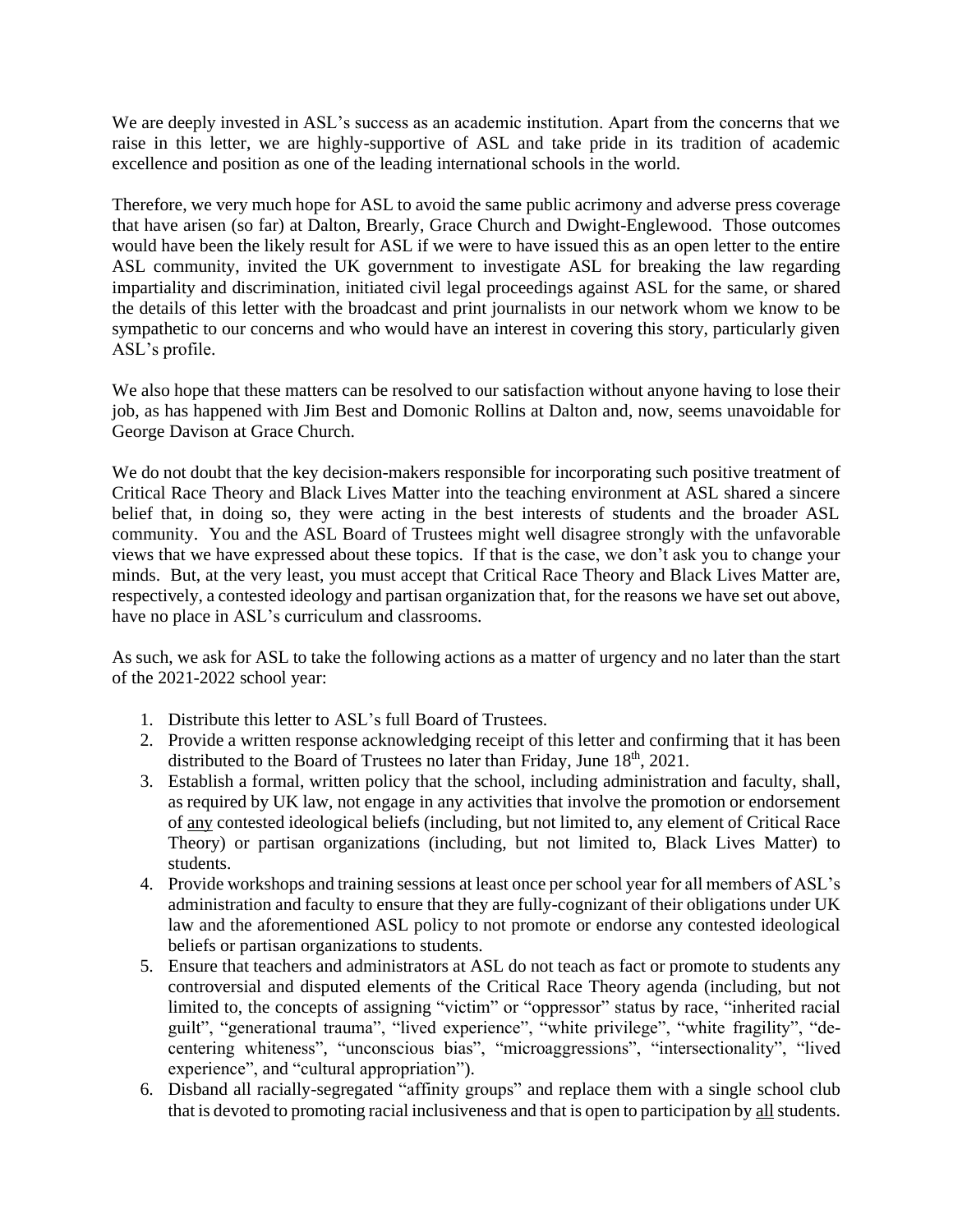We are deeply invested in ASL's success as an academic institution. Apart from the concerns that we raise in this letter, we are highly-supportive of ASL and take pride in its tradition of academic excellence and position as one of the leading international schools in the world.

Therefore, we very much hope for ASL to avoid the same public acrimony and adverse press coverage that have arisen (so far) at Dalton, Brearly, Grace Church and Dwight-Englewood. Those outcomes would have been the likely result for ASL if we were to have issued this as an open letter to the entire ASL community, invited the UK government to investigate ASL for breaking the law regarding impartiality and discrimination, initiated civil legal proceedings against ASL for the same, or shared the details of this letter with the broadcast and print journalists in our network whom we know to be sympathetic to our concerns and who would have an interest in covering this story, particularly given ASL's profile.

We also hope that these matters can be resolved to our satisfaction without anyone having to lose their job, as has happened with Jim Best and Domonic Rollins at Dalton and, now, seems unavoidable for George Davison at Grace Church.

We do not doubt that the key decision-makers responsible for incorporating such positive treatment of Critical Race Theory and Black Lives Matter into the teaching environment at ASL shared a sincere belief that, in doing so, they were acting in the best interests of students and the broader ASL community. You and the ASL Board of Trustees might well disagree strongly with the unfavorable views that we have expressed about these topics. If that is the case, we don't ask you to change your minds. But, at the very least, you must accept that Critical Race Theory and Black Lives Matter are, respectively, a contested ideology and partisan organization that, for the reasons we have set out above, have no place in ASL's curriculum and classrooms.

As such, we ask for ASL to take the following actions as a matter of urgency and no later than the start of the 2021-2022 school year:

1. Distribute this letter to ASL's full Board of Trustees.
2. Provide a written response acknowledging receipt of this letter and confirming that it has been distributed to the Board of Trustees no later than Friday, June 18th, 2021.
3. Establish a formal, written policy that the school, including administration and faculty, shall, as required by UK law, not engage in any activities that involve the promotion or endorsement of <u>any</u> contested ideological beliefs (including, but not limited to, any element of Critical Race Theory) or partisan organizations (including, but not limited to, Black Lives Matter) to students.
4. Provide workshops and training sessions at least once per school year for all members of ASL's administration and faculty to ensure that they are fully-cognizant of their obligations under UK law and the aforementioned ASL policy to not promote or endorse any contested ideological beliefs or partisan organizations to students.
5. Ensure that teachers and administrators at ASL do not teach as fact or promote to students any controversial and disputed elements of the Critical Race Theory agenda (including, but not limited to, the concepts of assigning "victim" or "oppressor" status by race, "inherited racial guilt", "generational trauma", "lived experience", "white privilege", "white fragility", "de-centering whiteness", "unconscious bias", "microaggressions", "intersectionality", "lived experience", and "cultural appropriation").
6. Disband all racially-segregated "affinity groups" and replace them with a single school club that is devoted to promoting racial inclusiveness and that is open to participation by <u>all</u> students.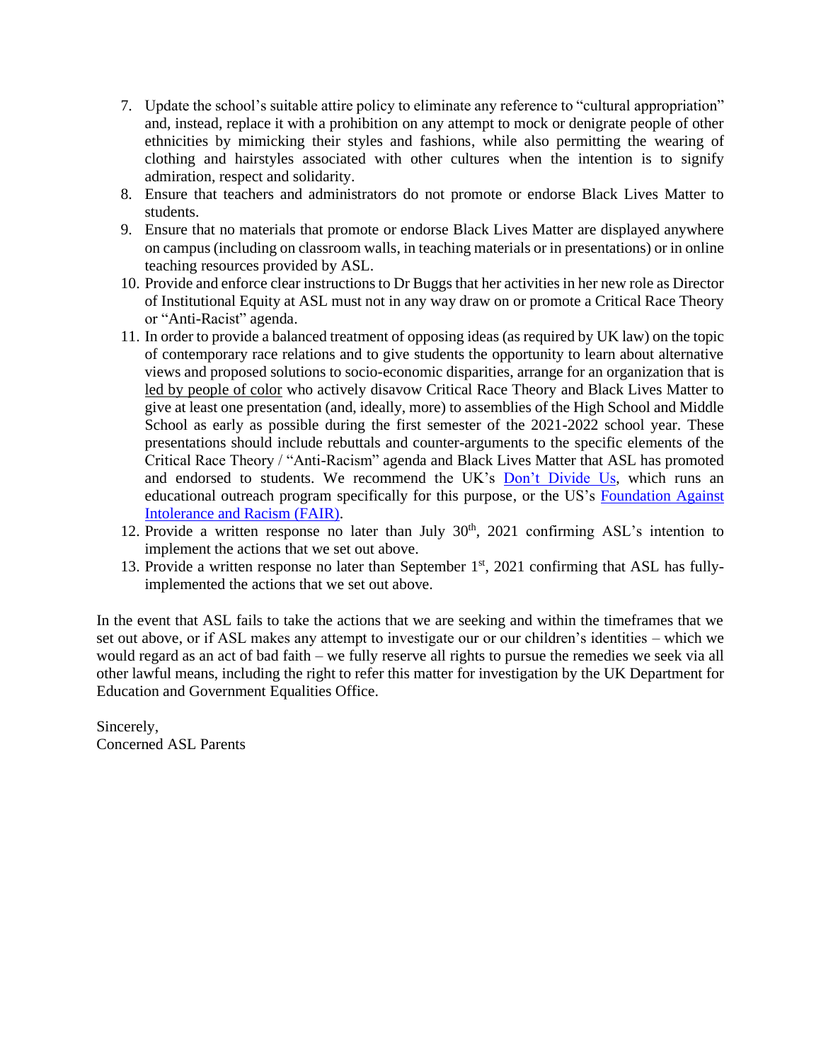7. Update the school's suitable attire policy to eliminate any reference to "cultural appropriation" and, instead, replace it with a prohibition on any attempt to mock or denigrate people of other ethnicities by mimicking their styles and fashions, while also permitting the wearing of clothing and hairstyles associated with other cultures when the intention is to signify admiration, respect and solidarity.
8. Ensure that teachers and administrators do not promote or endorse Black Lives Matter to students.
9. Ensure that no materials that promote or endorse Black Lives Matter are displayed anywhere on campus (including on classroom walls, in teaching materials or in presentations) or in online teaching resources provided by ASL.
10. Provide and enforce clear instructions to Dr Buggs that her activities in her new role as Director of Institutional Equity at ASL must not in any way draw on or promote a Critical Race Theory or "Anti-Racist" agenda.
11. In order to provide a balanced treatment of opposing ideas (as required by UK law) on the topic of contemporary race relations and to give students the opportunity to learn about alternative views and proposed solutions to socio-economic disparities, arrange for an organization that is <u>led by people of color</u> who actively disavow Critical Race Theory and Black Lives Matter to give at least one presentation (and, ideally, more) to assemblies of the High School and Middle School as early as possible during the first semester of the 2021-2022 school year. These presentations should include rebuttals and counter-arguments to the specific elements of the Critical Race Theory / "Anti-Racism" agenda and Black Lives Matter that ASL has promoted and endorsed to students. We recommend the UK's [Don't Divide Us](), which runs an educational outreach program specifically for this purpose, or the US's [Foundation Against Intolerance and Racism (FAIR)]().
12. Provide a written response no later than July 30th, 2021 confirming ASL's intention to implement the actions that we set out above.
13. Provide a written response no later than September 1st, 2021 confirming that ASL has fully-implemented the actions that we set out above.

In the event that ASL fails to take the actions that we are seeking and within the timeframes that we set out above, or if ASL makes any attempt to investigate our or our children's identities – which we would regard as an act of bad faith – we fully reserve all rights to pursue the remedies we seek via all other lawful means, including the right to refer this matter for investigation by the UK Department for Education and Government Equalities Office.

Sincerely,
Concerned ASL Parents